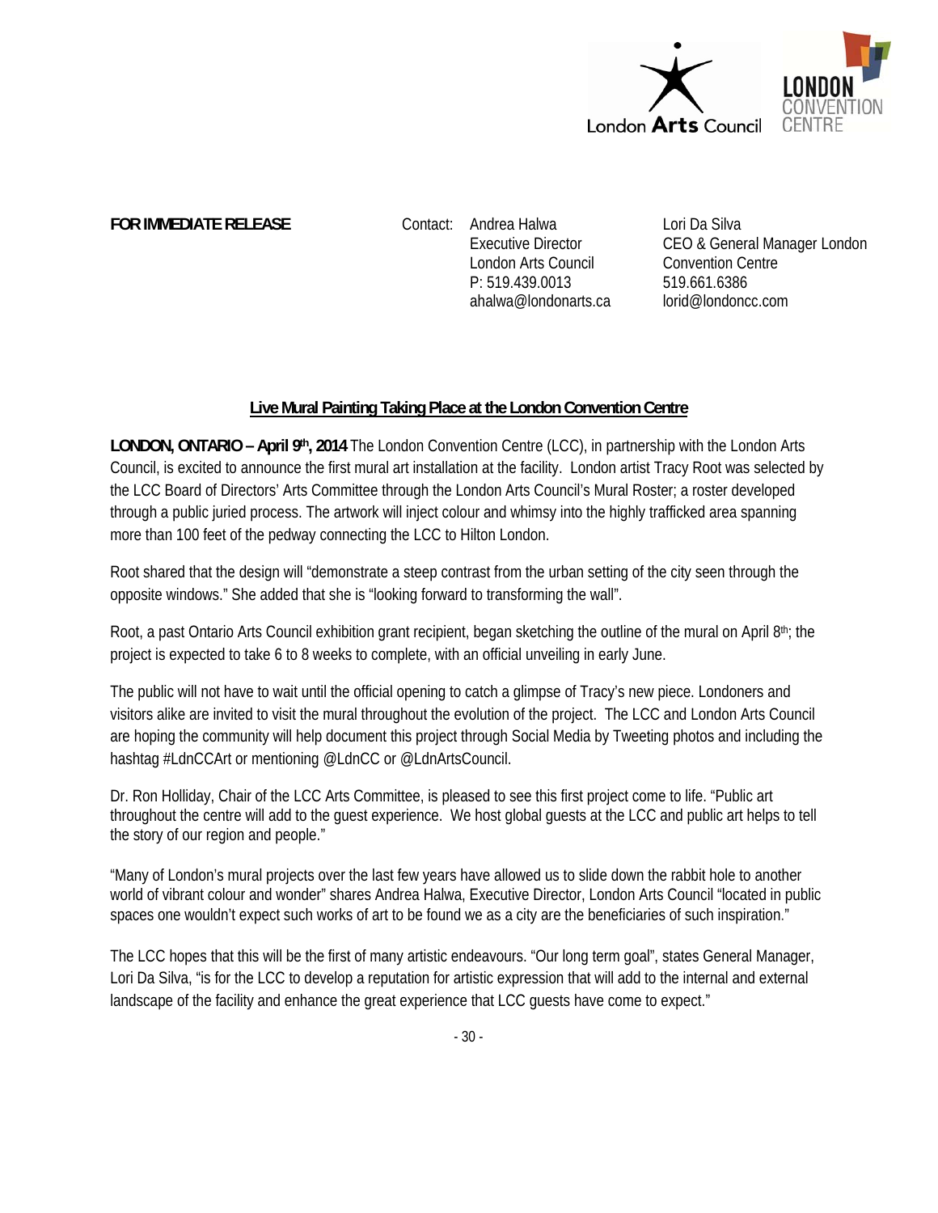London Arts Council | LONDON CONVENTION CENTRE

**FOR IMMEDIATE RELEASE**

Contact:

Andrea Halwa
Executive Director
London Arts Council
P: 519.439.0013
ahalwa@londonarts.ca

Lori Da Silva
CEO & General Manager London Convention Centre
519.661.6386
lorid@londoncc.com

## Live Mural Painting Taking Place at the London Convention Centre

**LONDON, ONTARIO – April 9th, 2014** The London Convention Centre (LCC), in partnership with the London Arts Council, is excited to announce the first mural art installation at the facility. London artist Tracy Root was selected by the LCC Board of Directors' Arts Committee through the London Arts Council's Mural Roster; a roster developed through a public juried process. The artwork will inject colour and whimsy into the highly trafficked area spanning more than 100 feet of the pedway connecting the LCC to Hilton London.

Root shared that the design will "demonstrate a steep contrast from the urban setting of the city seen through the opposite windows." She added that she is "looking forward to transforming the wall".

Root, a past Ontario Arts Council exhibition grant recipient, began sketching the outline of the mural on April 8th; the project is expected to take 6 to 8 weeks to complete, with an official unveiling in early June.

The public will not have to wait until the official opening to catch a glimpse of Tracy's new piece. Londoners and visitors alike are invited to visit the mural throughout the evolution of the project. The LCC and London Arts Council are hoping the community will help document this project through Social Media by Tweeting photos and including the hashtag #LdnCCArt or mentioning @LdnCC or @LdnArtsCouncil.

Dr. Ron Holliday, Chair of the LCC Arts Committee, is pleased to see this first project come to life. "Public art throughout the centre will add to the guest experience. We host global guests at the LCC and public art helps to tell the story of our region and people."

"Many of London's mural projects over the last few years have allowed us to slide down the rabbit hole to another world of vibrant colour and wonder" shares Andrea Halwa, Executive Director, London Arts Council "located in public spaces one wouldn't expect such works of art to be found we as a city are the beneficiaries of such inspiration."

The LCC hopes that this will be the first of many artistic endeavours. "Our long term goal", states General Manager, Lori Da Silva, "is for the LCC to develop a reputation for artistic expression that will add to the internal and external landscape of the facility and enhance the great experience that LCC guests have come to expect."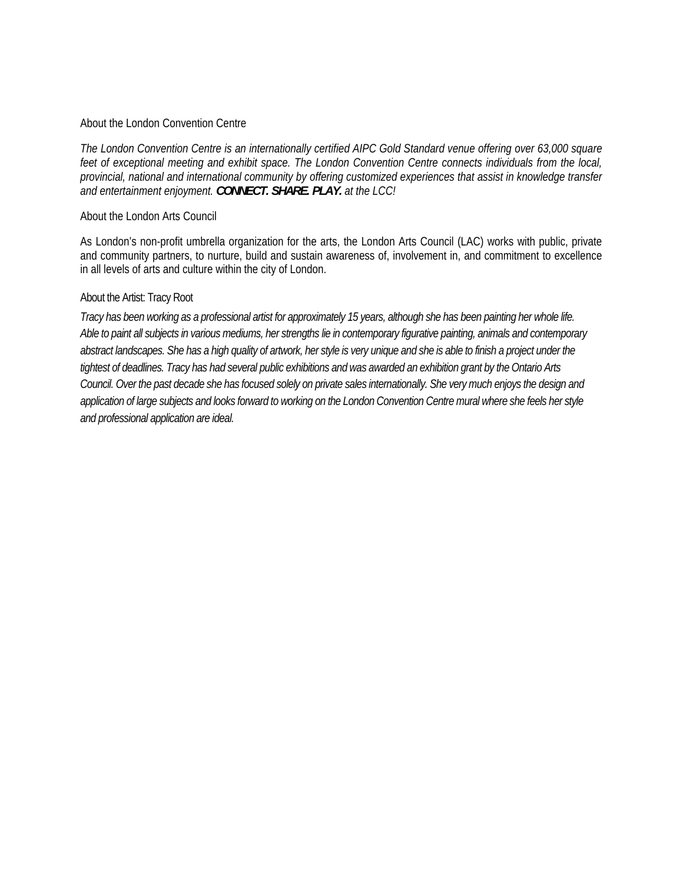About the London Convention Centre

*The London Convention Centre is an internationally certified AIPC Gold Standard venue offering over 63,000 square feet of exceptional meeting and exhibit space. The London Convention Centre connects individuals from the local, provincial, national and international community by offering customized experiences that assist in knowledge transfer and entertainment enjoyment.* ***CONNECT. SHARE. PLAY.*** *at the LCC!*

About the London Arts Council

As London's non-profit umbrella organization for the arts, the London Arts Council (LAC) works with public, private and community partners, to nurture, build and sustain awareness of, involvement in, and commitment to excellence in all levels of arts and culture within the city of London.

About the Artist: Tracy Root

*Tracy has been working as a professional artist for approximately 15 years, although she has been painting her whole life. Able to paint all subjects in various mediums, her strengths lie in contemporary figurative painting, animals and contemporary abstract landscapes. She has a high quality of artwork, her style is very unique and she is able to finish a project under the tightest of deadlines. Tracy has had several public exhibitions and was awarded an exhibition grant by the Ontario Arts Council. Over the past decade she has focused solely on private sales internationally. She very much enjoys the design and application of large subjects and looks forward to working on the London Convention Centre mural where she feels her style and professional application are ideal.*